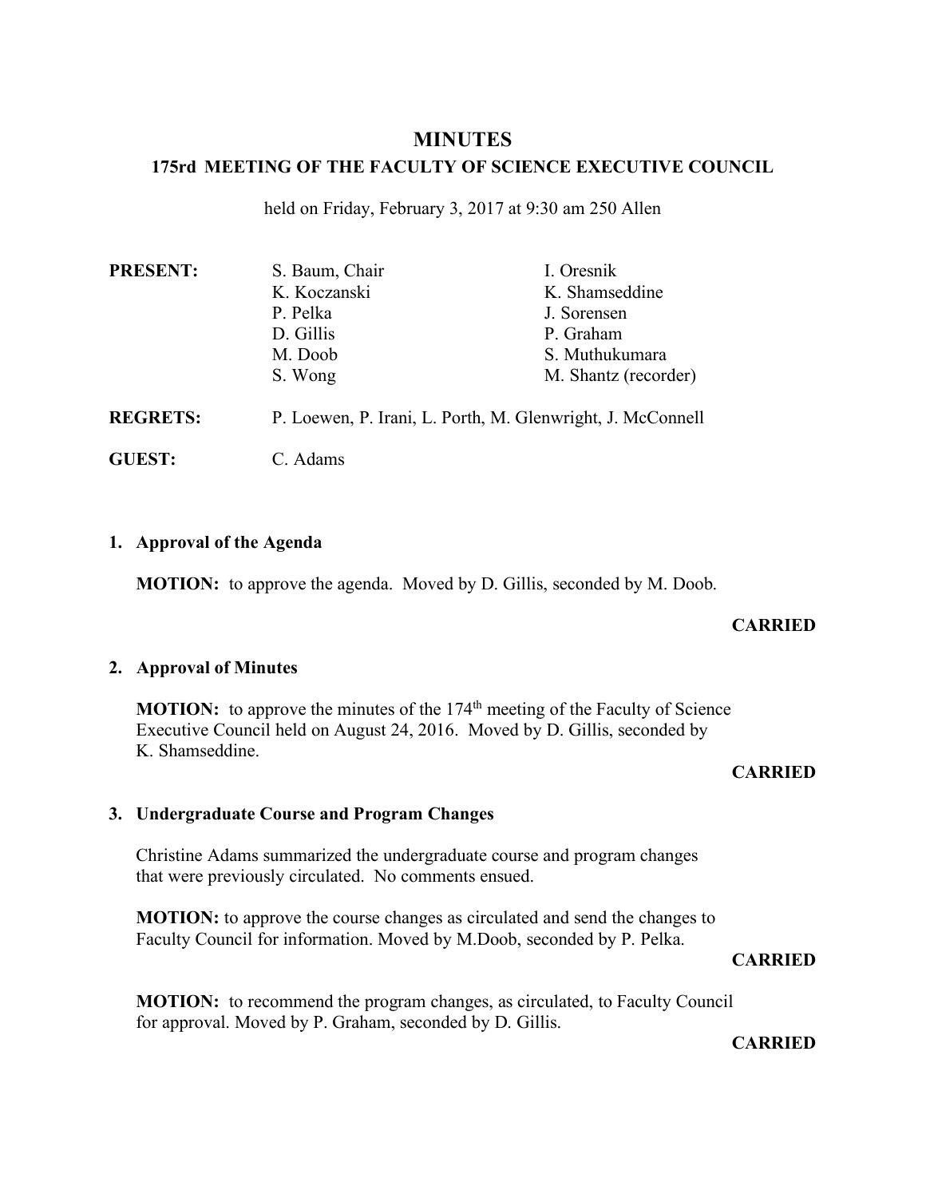# MINUTES

## 175rd MEETING OF THE FACULTY OF SCIENCE EXECUTIVE COUNCIL

held on Friday, February 3, 2017 at 9:30 am 250 Allen

**PRESENT:** S. Baum, Chair; K. Koczanski; P. Pelka; D. Gillis; M. Doob; S. Wong; I. Oresnik; K. Shamseddine; J. Sorensen; P. Graham; S. Muthukumara; M. Shantz (recorder)

**REGRETS:** P. Loewen, P. Irani, L. Porth, M. Glenwright, J. McConnell

**GUEST:** C. Adams

### 1. Approval of the Agenda

**MOTION:** to approve the agenda. Moved by D. Gillis, seconded by M. Doob.

**CARRIED**

### 2. Approval of Minutes

**MOTION:** to approve the minutes of the 174th meeting of the Faculty of Science Executive Council held on August 24, 2016. Moved by D. Gillis, seconded by K. Shamseddine.

**CARRIED**

### 3. Undergraduate Course and Program Changes

Christine Adams summarized the undergraduate course and program changes that were previously circulated. No comments ensued.

**MOTION:** to approve the course changes as circulated and send the changes to Faculty Council for information. Moved by M.Doob, seconded by P. Pelka.

**CARRIED**

**MOTION:** to recommend the program changes, as circulated, to Faculty Council for approval. Moved by P. Graham, seconded by D. Gillis.

**CARRIED**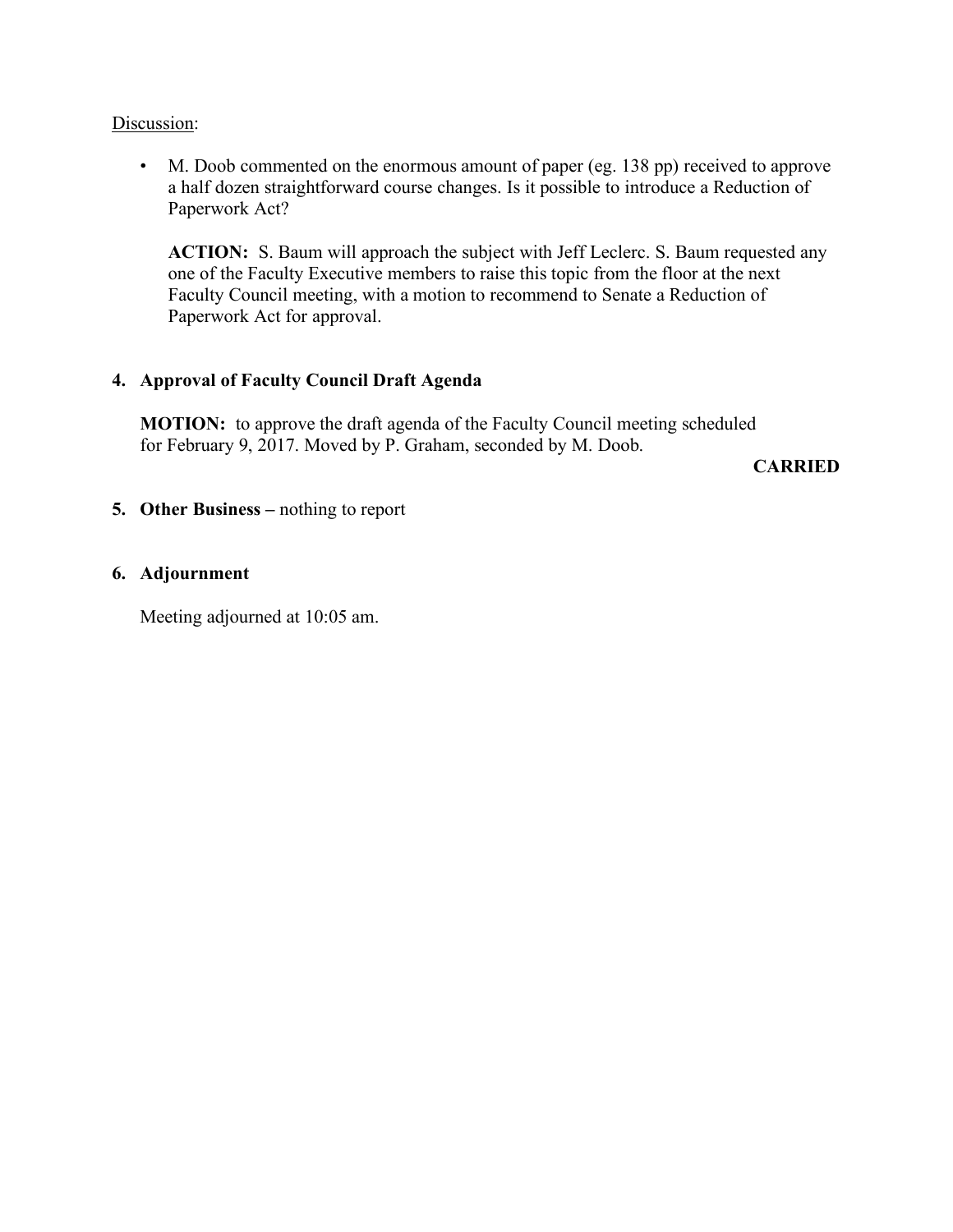Discussion:

- M. Doob commented on the enormous amount of paper (eg. 138 pp) received to approve a half dozen straightforward course changes. Is it possible to introduce a Reduction of Paperwork Act?

  **ACTION:** S. Baum will approach the subject with Jeff Leclerc. S. Baum requested any one of the Faculty Executive members to raise this topic from the floor at the next Faculty Council meeting, with a motion to recommend to Senate a Reduction of Paperwork Act for approval.

**4. Approval of Faculty Council Draft Agenda**

**MOTION:** to approve the draft agenda of the Faculty Council meeting scheduled for February 9, 2017. Moved by P. Graham, seconded by M. Doob.

**CARRIED**

**5. Other Business –** nothing to report

**6. Adjournment**

Meeting adjourned at 10:05 am.